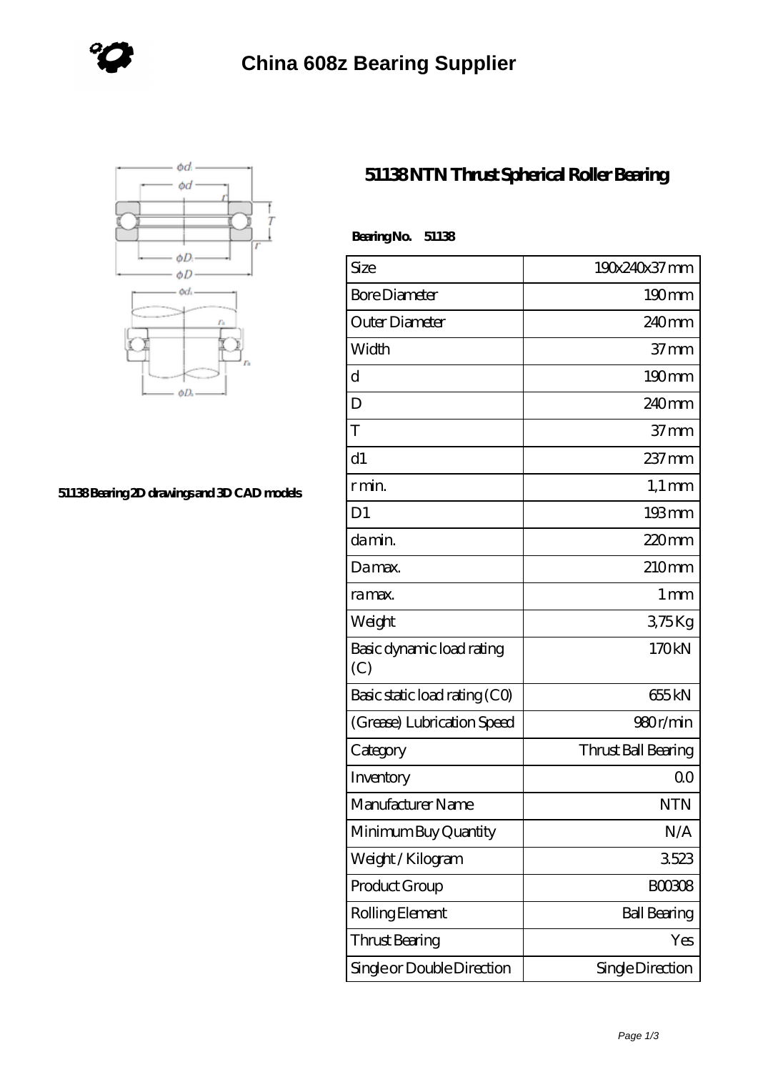# China 608z Bearing Supplier

51138 Bearing 2D drawings and 3D CAD models

## 51138 NTN Thrust Spherical Roller Bearing

**Bearing No. 51138**

| Size | 190x240x37 mm |
|---|---|
| Bore Diameter | 190 mm |
| Outer Diameter | 240 mm |
| Width | 37 mm |
| d | 190 mm |
| D | 240 mm |
| T | 37 mm |
| d1 | 237 mm |
| r min. | 1,1 mm |
| D1 | 193 mm |
| da min. | 220 mm |
| Da max. | 210 mm |
| ra max. | 1 mm |
| Weight | 3,75 Kg |
| Basic dynamic load rating (C) | 170 kN |
| Basic static load rating (C0) | 655 kN |
| (Grease) Lubrication Speed | 980 r/min |
| Category | Thrust Ball Bearing |
| Inventory | 0.0 |
| Manufacturer Name | NTN |
| Minimum Buy Quantity | N/A |
| Weight / Kilogram | 3.523 |
| Product Group | B00308 |
| Rolling Element | Ball Bearing |
| Thrust Bearing | Yes |
| Single or Double Direction | Single Direction |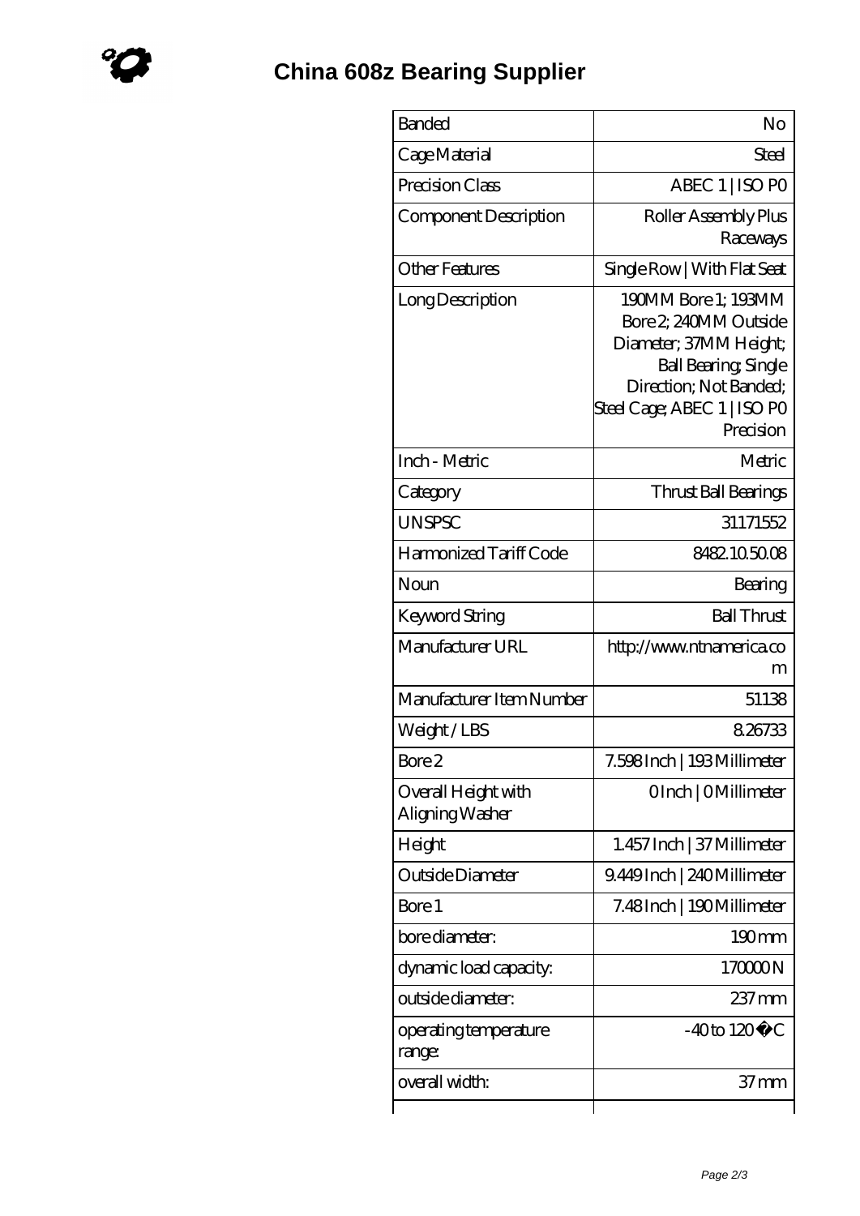# China 608z Bearing Supplier

| | |
|---|---|
| Banded | No |
| Cage Material | Steel |
| Precision Class | ABEC 1 \| ISO P0 |
| Component Description | Roller Assembly Plus Raceways |
| Other Features | Single Row \| With Flat Seat |
| Long Description | 190MM Bore 1; 193MM Bore 2; 240MM Outside Diameter; 37MM Height; Ball Bearing; Single Direction; Not Banded; Steel Cage; ABEC 1 \| ISO P0 Precision |
| Inch - Metric | Metric |
| Category | Thrust Ball Bearings |
| UNSPSC | 31171552 |
| Harmonized Tariff Code | 8482.10.50.08 |
| Noun | Bearing |
| Keyword String | Ball Thrust |
| Manufacturer URL | http://www.ntnamerica.com |
| Manufacturer Item Number | 51138 |
| Weight / LBS | 8.26733 |
| Bore 2 | 7.598 Inch \| 193 Millimeter |
| Overall Height with Aligning Washer | 0 Inch \| 0 Millimeter |
| Height | 1.457 Inch \| 37 Millimeter |
| Outside Diameter | 9.449 Inch \| 240 Millimeter |
| Bore 1 | 7.48 Inch \| 190 Millimeter |
| bore diameter: | 190 mm |
| dynamic load capacity: | 170000 N |
| outside diameter: | 237 mm |
| operating temperature range: | -40 to 120 � C |
| overall width: | 37 mm |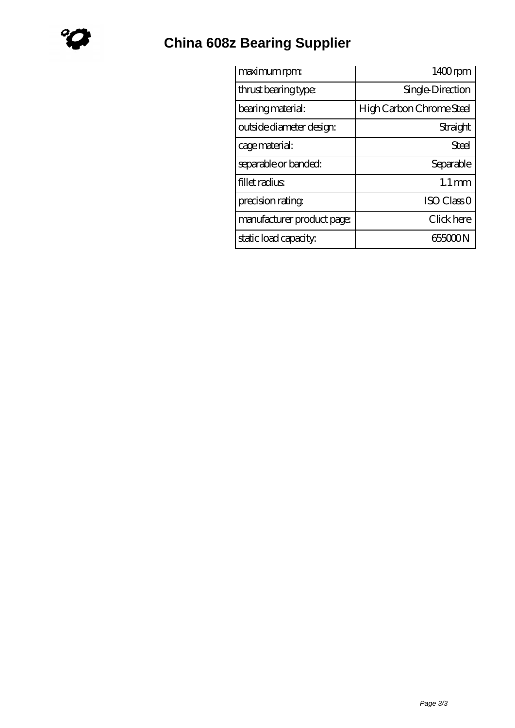# China 608z Bearing Supplier

| | |
|---|---|
| maximum rpm: | 1400 rpm |
| thrust bearing type: | Single-Direction |
| bearing material: | High Carbon Chrome Steel |
| outside diameter design: | Straight |
| cage material: | Steel |
| separable or banded: | Separable |
| fillet radius: | 1.1 mm |
| precision rating: | ISO Class 0 |
| manufacturer product page: | Click here |
| static load capacity: | 655000 N |